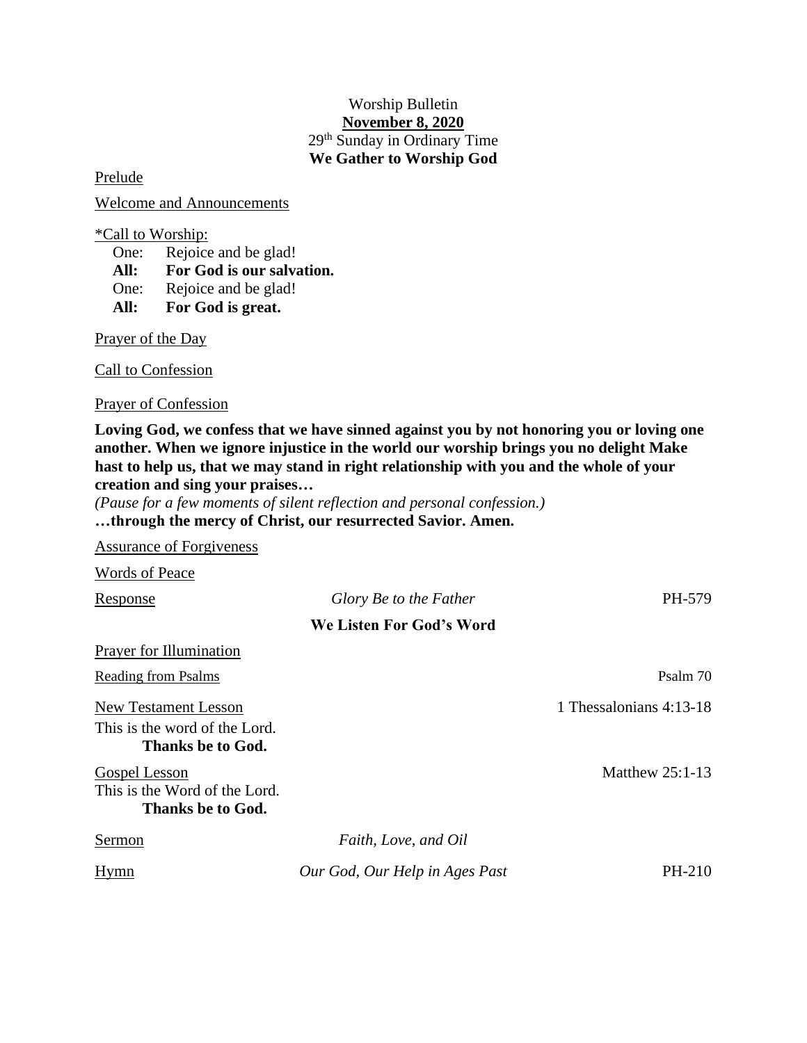Worship Bulletin

**November 8, 2020**

29th Sunday in Ordinary Time

**We Gather to Worship God**

Prelude

Welcome and Announcements

*Call to Worship:

One: Rejoice and be glad!
**All: For God is our salvation.**
One: Rejoice and be glad!
**All: For God is great.**

Prayer of the Day

Call to Confession

Prayer of Confession

**Loving God, we confess that we have sinned against you by not honoring you or loving one another. When we ignore injustice in the world our worship brings you no delight Make hast to help us, that we may stand in right relationship with you and the whole of your creation and sing your praises…**

*(Pause for a few moments of silent reflection and personal confession.)*

**…through the mercy of Christ, our resurrected Savior. Amen.**

Assurance of Forgiveness

Words of Peace

Response — *Glory Be to the Father* — PH-579

**We Listen For God's Word**

Prayer for Illumination

Reading from Psalms — Psalm 70

New Testament Lesson — 1 Thessalonians 4:13-18

This is the word of the Lord.
**Thanks be to God.**

Gospel Lesson — Matthew 25:1-13

This is the Word of the Lord.
**Thanks be to God.**

Sermon — *Faith, Love, and Oil*

Hymn — *Our God, Our Help in Ages Past* — PH-210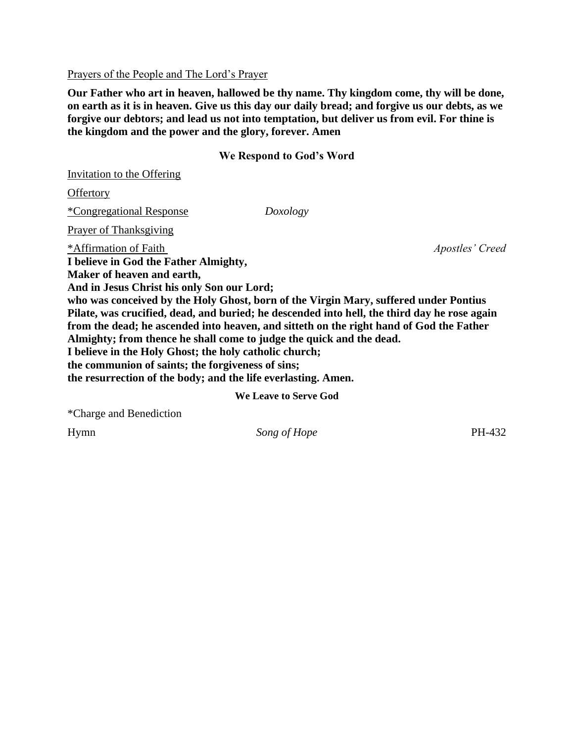Prayers of the People and The Lord's Prayer

**Our Father who art in heaven, hallowed be thy name. Thy kingdom come, thy will be done, on earth as it is in heaven. Give us this day our daily bread; and forgive us our debts, as we forgive our debtors; and lead us not into temptation, but deliver us from evil. For thine is the kingdom and the power and the glory, forever. Amen**

### We Respond to God's Word

Invitation to the Offering

Offertory

*Congregational Response *Doxology*

Prayer of Thanksgiving

*Affirmation of Faith *Apostles' Creed*

**I believe in God the Father Almighty,**
**Maker of heaven and earth,**
**And in Jesus Christ his only Son our Lord;**
**who was conceived by the Holy Ghost, born of the Virgin Mary, suffered under Pontius Pilate, was crucified, dead, and buried; he descended into hell, the third day he rose again from the dead; he ascended into heaven, and sitteth on the right hand of God the Father Almighty; from thence he shall come to judge the quick and the dead.**
**I believe in the Holy Ghost; the holy catholic church;**
**the communion of saints; the forgiveness of sins;**
**the resurrection of the body; and the life everlasting. Amen.**

### We Leave to Serve God

*Charge and Benediction

Hymn *Song of Hope* PH-432